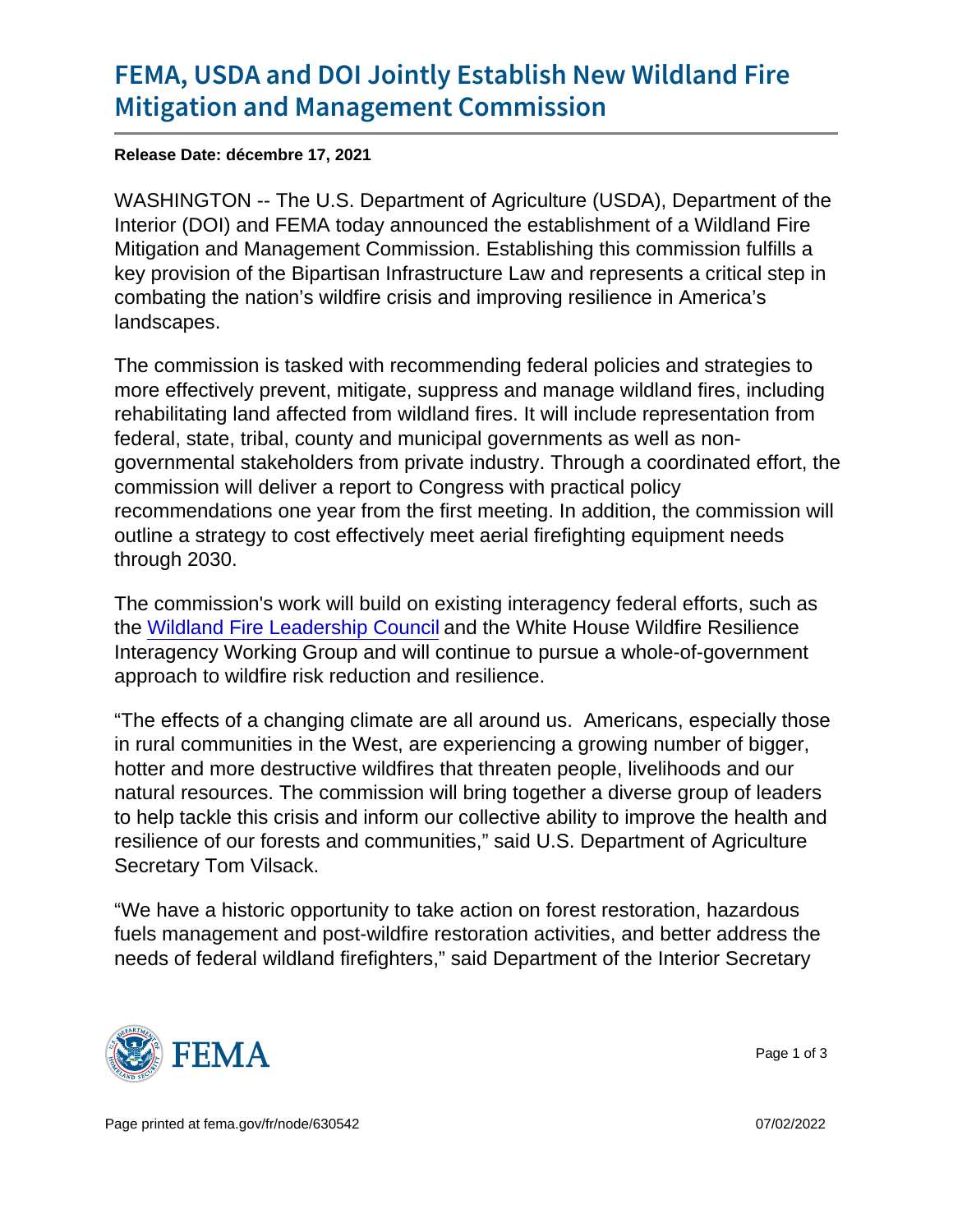# FEMA, USDA and DOI Jointly Establish New Wildland Fire Mitigation and Management Commission

**Release Date: décembre 17, 2021**

WASHINGTON -- The U.S. Department of Agriculture (USDA), Department of the Interior (DOI) and FEMA today announced the establishment of a Wildland Fire Mitigation and Management Commission. Establishing this commission fulfills a key provision of the Bipartisan Infrastructure Law and represents a critical step in combating the nation's wildfire crisis and improving resilience in America's landscapes.

The commission is tasked with recommending federal policies and strategies to more effectively prevent, mitigate, suppress and manage wildland fires, including rehabilitating land affected from wildland fires. It will include representation from federal, state, tribal, county and municipal governments as well as non-governmental stakeholders from private industry. Through a coordinated effort, the commission will deliver a report to Congress with practical policy recommendations one year from the first meeting. In addition, the commission will outline a strategy to cost effectively meet aerial firefighting equipment needs through 2030.

The commission's work will build on existing interagency federal efforts, such as the Wildland Fire Leadership Council and the White House Wildfire Resilience Interagency Working Group and will continue to pursue a whole-of-government approach to wildfire risk reduction and resilience.

"The effects of a changing climate are all around us. Americans, especially those in rural communities in the West, are experiencing a growing number of bigger, hotter and more destructive wildfires that threaten people, livelihoods and our natural resources. The commission will bring together a diverse group of leaders to help tackle this crisis and inform our collective ability to improve the health and resilience of our forests and communities," said U.S. Department of Agriculture Secretary Tom Vilsack.

"We have a historic opportunity to take action on forest restoration, hazardous fuels management and post-wildfire restoration activities, and better address the needs of federal wildland firefighters," said Department of the Interior Secretary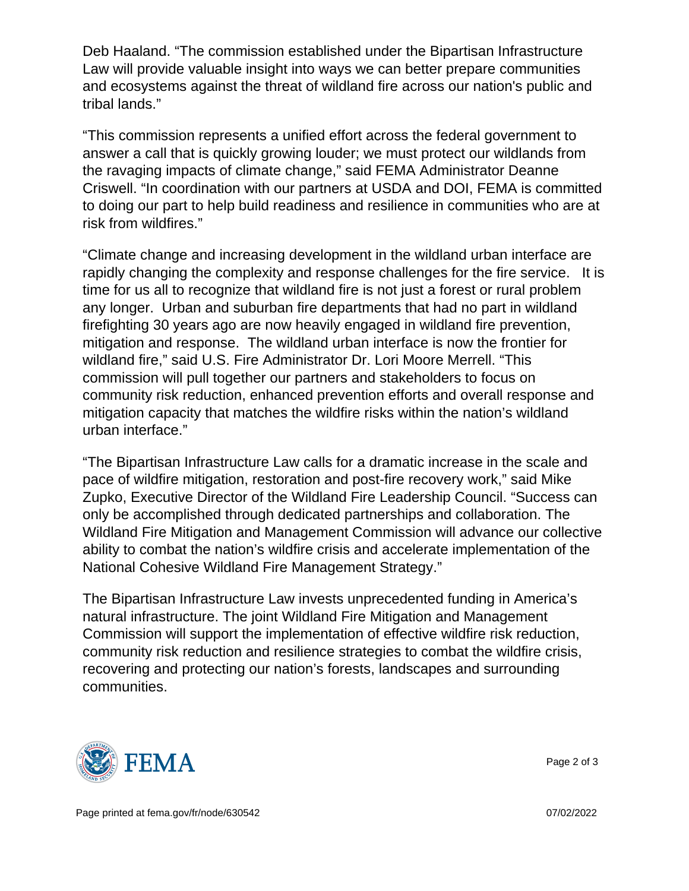Deb Haaland. “The commission established under the Bipartisan Infrastructure Law will provide valuable insight into ways we can better prepare communities and ecosystems against the threat of wildland fire across our nation's public and tribal lands.”

“This commission represents a unified effort across the federal government to answer a call that is quickly growing louder; we must protect our wildlands from the ravaging impacts of climate change,” said FEMA Administrator Deanne Criswell. “In coordination with our partners at USDA and DOI, FEMA is committed to doing our part to help build readiness and resilience in communities who are at risk from wildfires.”

“Climate change and increasing development in the wildland urban interface are rapidly changing the complexity and response challenges for the fire service. It is time for us all to recognize that wildland fire is not just a forest or rural problem any longer. Urban and suburban fire departments that had no part in wildland firefighting 30 years ago are now heavily engaged in wildland fire prevention, mitigation and response. The wildland urban interface is now the frontier for wildland fire,” said U.S. Fire Administrator Dr. Lori Moore Merrell. “This commission will pull together our partners and stakeholders to focus on community risk reduction, enhanced prevention efforts and overall response and mitigation capacity that matches the wildfire risks within the nation’s wildland urban interface.”

“The Bipartisan Infrastructure Law calls for a dramatic increase in the scale and pace of wildfire mitigation, restoration and post-fire recovery work,” said Mike Zupko, Executive Director of the Wildland Fire Leadership Council. “Success can only be accomplished through dedicated partnerships and collaboration. The Wildland Fire Mitigation and Management Commission will advance our collective ability to combat the nation’s wildfire crisis and accelerate implementation of the National Cohesive Wildland Fire Management Strategy.”

The Bipartisan Infrastructure Law invests unprecedented funding in America’s natural infrastructure. The joint Wildland Fire Mitigation and Management Commission will support the implementation of effective wildfire risk reduction, community risk reduction and resilience strategies to combat the wildfire crisis, recovering and protecting our nation’s forests, landscapes and surrounding communities.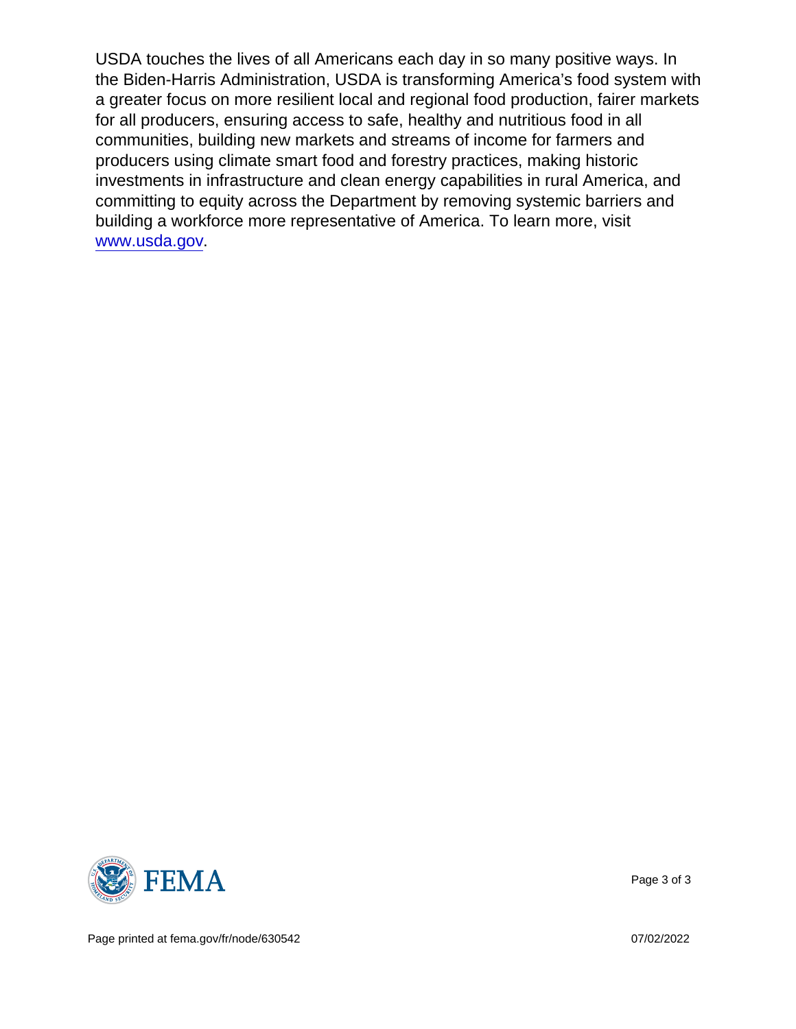USDA touches the lives of all Americans each day in so many positive ways. In the Biden-Harris Administration, USDA is transforming America's food system with a greater focus on more resilient local and regional food production, fairer markets for all producers, ensuring access to safe, healthy and nutritious food in all communities, building new markets and streams of income for farmers and producers using climate smart food and forestry practices, making historic investments in infrastructure and clean energy capabilities in rural America, and committing to equity across the Department by removing systemic barriers and building a workforce more representative of America. To learn more, visit www.usda.gov.